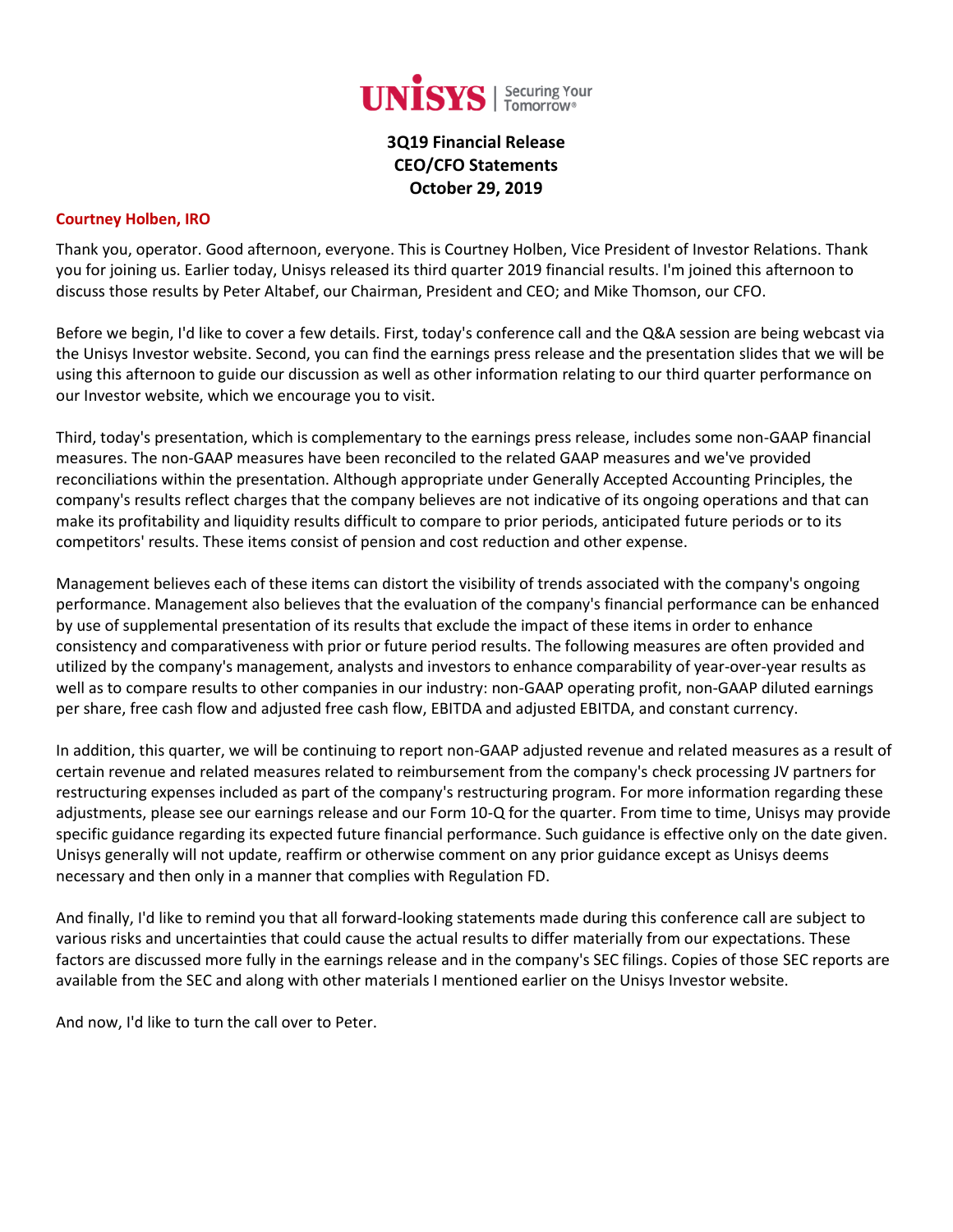UNISYS | Securing Your Tomorrow®

# 3Q19 Financial Release
# CEO/CFO Statements
# October 29, 2019

**Courtney Holben, IRO**

Thank you, operator. Good afternoon, everyone. This is Courtney Holben, Vice President of Investor Relations. Thank you for joining us. Earlier today, Unisys released its third quarter 2019 financial results. I'm joined this afternoon to discuss those results by Peter Altabef, our Chairman, President and CEO; and Mike Thomson, our CFO.

Before we begin, I'd like to cover a few details. First, today's conference call and the Q&A session are being webcast via the Unisys Investor website. Second, you can find the earnings press release and the presentation slides that we will be using this afternoon to guide our discussion as well as other information relating to our third quarter performance on our Investor website, which we encourage you to visit.

Third, today's presentation, which is complementary to the earnings press release, includes some non-GAAP financial measures. The non-GAAP measures have been reconciled to the related GAAP measures and we've provided reconciliations within the presentation. Although appropriate under Generally Accepted Accounting Principles, the company's results reflect charges that the company believes are not indicative of its ongoing operations and that can make its profitability and liquidity results difficult to compare to prior periods, anticipated future periods or to its competitors' results. These items consist of pension and cost reduction and other expense.

Management believes each of these items can distort the visibility of trends associated with the company's ongoing performance. Management also believes that the evaluation of the company's financial performance can be enhanced by use of supplemental presentation of its results that exclude the impact of these items in order to enhance consistency and comparativeness with prior or future period results. The following measures are often provided and utilized by the company's management, analysts and investors to enhance comparability of year-over-year results as well as to compare results to other companies in our industry: non-GAAP operating profit, non-GAAP diluted earnings per share, free cash flow and adjusted free cash flow, EBITDA and adjusted EBITDA, and constant currency.

In addition, this quarter, we will be continuing to report non-GAAP adjusted revenue and related measures as a result of certain revenue and related measures related to reimbursement from the company's check processing JV partners for restructuring expenses included as part of the company's restructuring program. For more information regarding these adjustments, please see our earnings release and our Form 10-Q for the quarter. From time to time, Unisys may provide specific guidance regarding its expected future financial performance. Such guidance is effective only on the date given. Unisys generally will not update, reaffirm or otherwise comment on any prior guidance except as Unisys deems necessary and then only in a manner that complies with Regulation FD.

And finally, I'd like to remind you that all forward-looking statements made during this conference call are subject to various risks and uncertainties that could cause the actual results to differ materially from our expectations. These factors are discussed more fully in the earnings release and in the company's SEC filings. Copies of those SEC reports are available from the SEC and along with other materials I mentioned earlier on the Unisys Investor website.

And now, I'd like to turn the call over to Peter.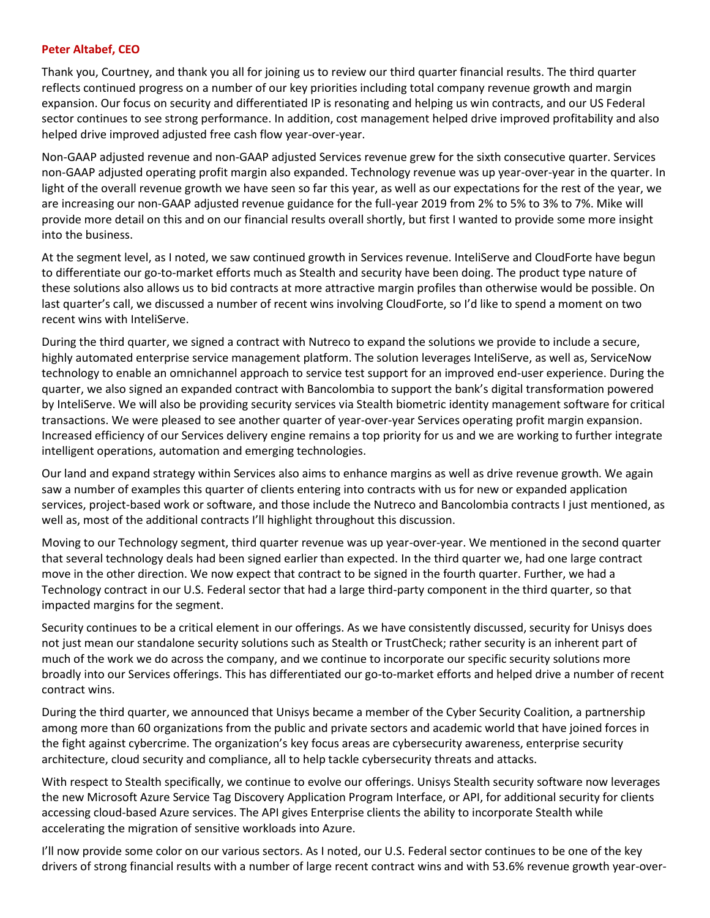**Peter Altabef, CEO**

Thank you, Courtney, and thank you all for joining us to review our third quarter financial results. The third quarter reflects continued progress on a number of our key priorities including total company revenue growth and margin expansion. Our focus on security and differentiated IP is resonating and helping us win contracts, and our US Federal sector continues to see strong performance. In addition, cost management helped drive improved profitability and also helped drive improved adjusted free cash flow year-over-year.

Non-GAAP adjusted revenue and non-GAAP adjusted Services revenue grew for the sixth consecutive quarter. Services non-GAAP adjusted operating profit margin also expanded. Technology revenue was up year-over-year in the quarter. In light of the overall revenue growth we have seen so far this year, as well as our expectations for the rest of the year, we are increasing our non-GAAP adjusted revenue guidance for the full-year 2019 from 2% to 5% to 3% to 7%. Mike will provide more detail on this and on our financial results overall shortly, but first I wanted to provide some more insight into the business.

At the segment level, as I noted, we saw continued growth in Services revenue. InteliServe and CloudForte have begun to differentiate our go-to-market efforts much as Stealth and security have been doing. The product type nature of these solutions also allows us to bid contracts at more attractive margin profiles than otherwise would be possible. On last quarter's call, we discussed a number of recent wins involving CloudForte, so I'd like to spend a moment on two recent wins with InteliServe.

During the third quarter, we signed a contract with Nutreco to expand the solutions we provide to include a secure, highly automated enterprise service management platform. The solution leverages InteliServe, as well as, ServiceNow technology to enable an omnichannel approach to service test support for an improved end-user experience. During the quarter, we also signed an expanded contract with Bancolombia to support the bank's digital transformation powered by InteliServe. We will also be providing security services via Stealth biometric identity management software for critical transactions. We were pleased to see another quarter of year-over-year Services operating profit margin expansion. Increased efficiency of our Services delivery engine remains a top priority for us and we are working to further integrate intelligent operations, automation and emerging technologies.

Our land and expand strategy within Services also aims to enhance margins as well as drive revenue growth. We again saw a number of examples this quarter of clients entering into contracts with us for new or expanded application services, project-based work or software, and those include the Nutreco and Bancolombia contracts I just mentioned, as well as, most of the additional contracts I'll highlight throughout this discussion.

Moving to our Technology segment, third quarter revenue was up year-over-year. We mentioned in the second quarter that several technology deals had been signed earlier than expected. In the third quarter we, had one large contract move in the other direction. We now expect that contract to be signed in the fourth quarter. Further, we had a Technology contract in our U.S. Federal sector that had a large third-party component in the third quarter, so that impacted margins for the segment.

Security continues to be a critical element in our offerings. As we have consistently discussed, security for Unisys does not just mean our standalone security solutions such as Stealth or TrustCheck; rather security is an inherent part of much of the work we do across the company, and we continue to incorporate our specific security solutions more broadly into our Services offerings. This has differentiated our go-to-market efforts and helped drive a number of recent contract wins.

During the third quarter, we announced that Unisys became a member of the Cyber Security Coalition, a partnership among more than 60 organizations from the public and private sectors and academic world that have joined forces in the fight against cybercrime. The organization's key focus areas are cybersecurity awareness, enterprise security architecture, cloud security and compliance, all to help tackle cybersecurity threats and attacks.

With respect to Stealth specifically, we continue to evolve our offerings. Unisys Stealth security software now leverages the new Microsoft Azure Service Tag Discovery Application Program Interface, or API, for additional security for clients accessing cloud-based Azure services. The API gives Enterprise clients the ability to incorporate Stealth while accelerating the migration of sensitive workloads into Azure.

I'll now provide some color on our various sectors. As I noted, our U.S. Federal sector continues to be one of the key drivers of strong financial results with a number of large recent contract wins and with 53.6% revenue growth year-over-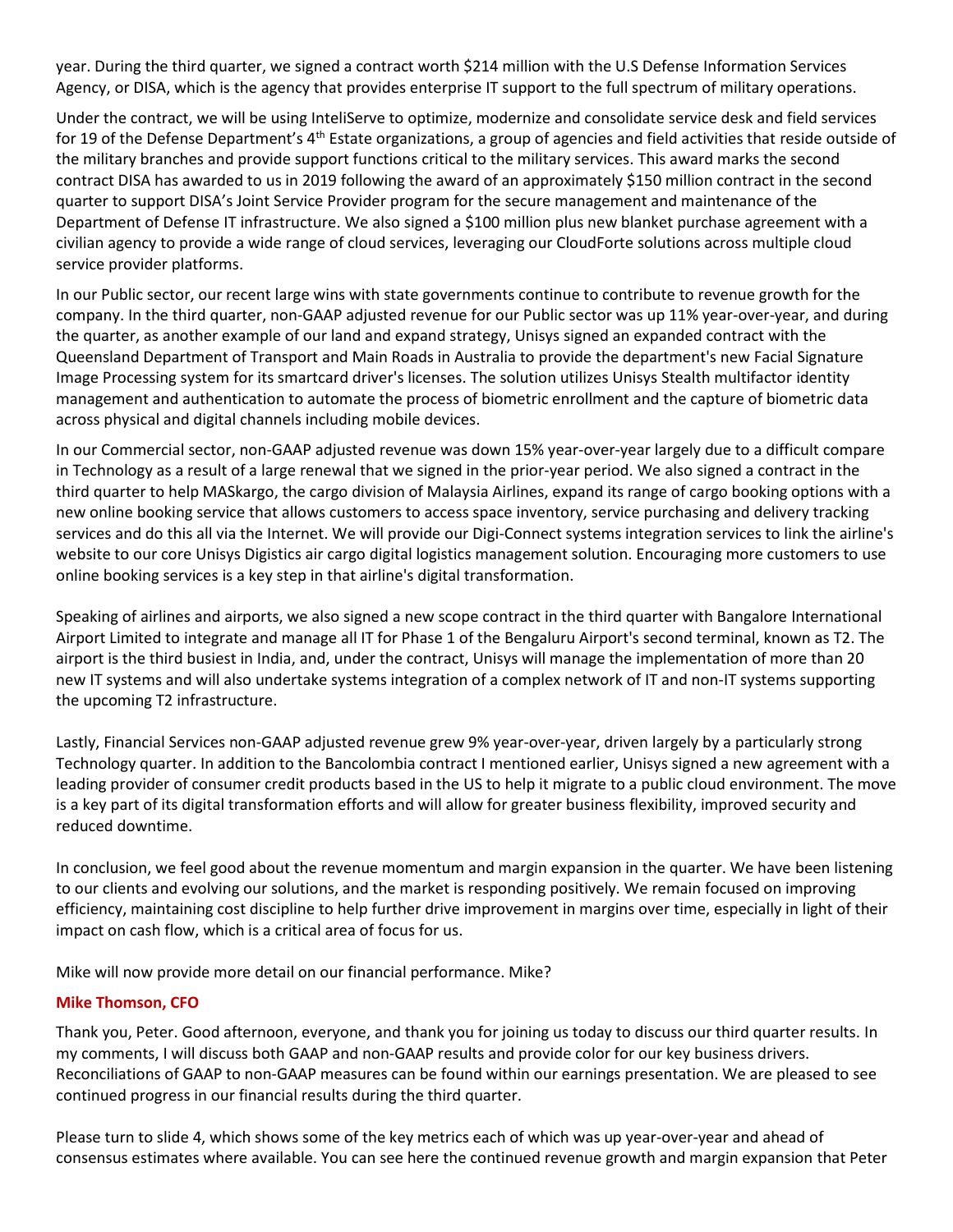year. During the third quarter, we signed a contract worth $214 million with the U.S Defense Information Services Agency, or DISA, which is the agency that provides enterprise IT support to the full spectrum of military operations.

Under the contract, we will be using InteliServe to optimize, modernize and consolidate service desk and field services for 19 of the Defense Department's 4th Estate organizations, a group of agencies and field activities that reside outside of the military branches and provide support functions critical to the military services. This award marks the second contract DISA has awarded to us in 2019 following the award of an approximately $150 million contract in the second quarter to support DISA's Joint Service Provider program for the secure management and maintenance of the Department of Defense IT infrastructure. We also signed a $100 million plus new blanket purchase agreement with a civilian agency to provide a wide range of cloud services, leveraging our CloudForte solutions across multiple cloud service provider platforms.

In our Public sector, our recent large wins with state governments continue to contribute to revenue growth for the company. In the third quarter, non-GAAP adjusted revenue for our Public sector was up 11% year-over-year, and during the quarter, as another example of our land and expand strategy, Unisys signed an expanded contract with the Queensland Department of Transport and Main Roads in Australia to provide the department's new Facial Signature Image Processing system for its smartcard driver's licenses. The solution utilizes Unisys Stealth multifactor identity management and authentication to automate the process of biometric enrollment and the capture of biometric data across physical and digital channels including mobile devices.

In our Commercial sector, non-GAAP adjusted revenue was down 15% year-over-year largely due to a difficult compare in Technology as a result of a large renewal that we signed in the prior-year period. We also signed a contract in the third quarter to help MASkargo, the cargo division of Malaysia Airlines, expand its range of cargo booking options with a new online booking service that allows customers to access space inventory, service purchasing and delivery tracking services and do this all via the Internet. We will provide our Digi-Connect systems integration services to link the airline's website to our core Unisys Digistics air cargo digital logistics management solution. Encouraging more customers to use online booking services is a key step in that airline's digital transformation.

Speaking of airlines and airports, we also signed a new scope contract in the third quarter with Bangalore International Airport Limited to integrate and manage all IT for Phase 1 of the Bengaluru Airport's second terminal, known as T2. The airport is the third busiest in India, and, under the contract, Unisys will manage the implementation of more than 20 new IT systems and will also undertake systems integration of a complex network of IT and non-IT systems supporting the upcoming T2 infrastructure.

Lastly, Financial Services non-GAAP adjusted revenue grew 9% year-over-year, driven largely by a particularly strong Technology quarter. In addition to the Bancolombia contract I mentioned earlier, Unisys signed a new agreement with a leading provider of consumer credit products based in the US to help it migrate to a public cloud environment. The move is a key part of its digital transformation efforts and will allow for greater business flexibility, improved security and reduced downtime.

In conclusion, we feel good about the revenue momentum and margin expansion in the quarter. We have been listening to our clients and evolving our solutions, and the market is responding positively. We remain focused on improving efficiency, maintaining cost discipline to help further drive improvement in margins over time, especially in light of their impact on cash flow, which is a critical area of focus for us.

Mike will now provide more detail on our financial performance. Mike?

**Mike Thomson, CFO**

Thank you, Peter. Good afternoon, everyone, and thank you for joining us today to discuss our third quarter results. In my comments, I will discuss both GAAP and non-GAAP results and provide color for our key business drivers. Reconciliations of GAAP to non-GAAP measures can be found within our earnings presentation. We are pleased to see continued progress in our financial results during the third quarter.

Please turn to slide 4, which shows some of the key metrics each of which was up year-over-year and ahead of consensus estimates where available. You can see here the continued revenue growth and margin expansion that Peter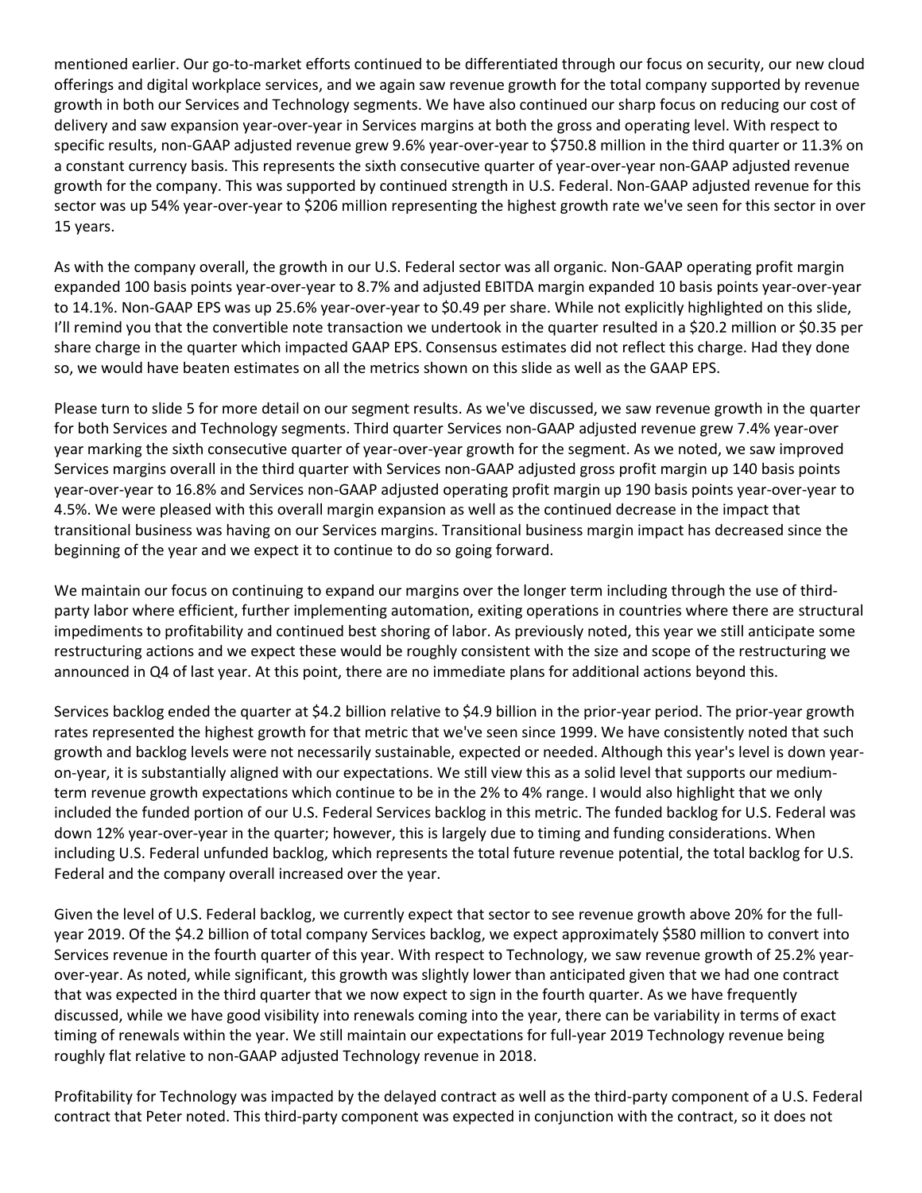mentioned earlier. Our go-to-market efforts continued to be differentiated through our focus on security, our new cloud offerings and digital workplace services, and we again saw revenue growth for the total company supported by revenue growth in both our Services and Technology segments. We have also continued our sharp focus on reducing our cost of delivery and saw expansion year-over-year in Services margins at both the gross and operating level. With respect to specific results, non-GAAP adjusted revenue grew 9.6% year-over-year to $750.8 million in the third quarter or 11.3% on a constant currency basis. This represents the sixth consecutive quarter of year-over-year non-GAAP adjusted revenue growth for the company. This was supported by continued strength in U.S. Federal. Non-GAAP adjusted revenue for this sector was up 54% year-over-year to $206 million representing the highest growth rate we've seen for this sector in over 15 years.

As with the company overall, the growth in our U.S. Federal sector was all organic. Non-GAAP operating profit margin expanded 100 basis points year-over-year to 8.7% and adjusted EBITDA margin expanded 10 basis points year-over-year to 14.1%. Non-GAAP EPS was up 25.6% year-over-year to $0.49 per share. While not explicitly highlighted on this slide, I'll remind you that the convertible note transaction we undertook in the quarter resulted in a $20.2 million or $0.35 per share charge in the quarter which impacted GAAP EPS. Consensus estimates did not reflect this charge. Had they done so, we would have beaten estimates on all the metrics shown on this slide as well as the GAAP EPS.

Please turn to slide 5 for more detail on our segment results. As we've discussed, we saw revenue growth in the quarter for both Services and Technology segments. Third quarter Services non-GAAP adjusted revenue grew 7.4% year-over year marking the sixth consecutive quarter of year-over-year growth for the segment. As we noted, we saw improved Services margins overall in the third quarter with Services non-GAAP adjusted gross profit margin up 140 basis points year-over-year to 16.8% and Services non-GAAP adjusted operating profit margin up 190 basis points year-over-year to 4.5%. We were pleased with this overall margin expansion as well as the continued decrease in the impact that transitional business was having on our Services margins. Transitional business margin impact has decreased since the beginning of the year and we expect it to continue to do so going forward.

We maintain our focus on continuing to expand our margins over the longer term including through the use of third-party labor where efficient, further implementing automation, exiting operations in countries where there are structural impediments to profitability and continued best shoring of labor. As previously noted, this year we still anticipate some restructuring actions and we expect these would be roughly consistent with the size and scope of the restructuring we announced in Q4 of last year. At this point, there are no immediate plans for additional actions beyond this.

Services backlog ended the quarter at $4.2 billion relative to $4.9 billion in the prior-year period. The prior-year growth rates represented the highest growth for that metric that we've seen since 1999. We have consistently noted that such growth and backlog levels were not necessarily sustainable, expected or needed. Although this year's level is down year-on-year, it is substantially aligned with our expectations. We still view this as a solid level that supports our medium-term revenue growth expectations which continue to be in the 2% to 4% range. I would also highlight that we only included the funded portion of our U.S. Federal Services backlog in this metric. The funded backlog for U.S. Federal was down 12% year-over-year in the quarter; however, this is largely due to timing and funding considerations. When including U.S. Federal unfunded backlog, which represents the total future revenue potential, the total backlog for U.S. Federal and the company overall increased over the year.

Given the level of U.S. Federal backlog, we currently expect that sector to see revenue growth above 20% for the full-year 2019. Of the $4.2 billion of total company Services backlog, we expect approximately $580 million to convert into Services revenue in the fourth quarter of this year. With respect to Technology, we saw revenue growth of 25.2% year-over-year. As noted, while significant, this growth was slightly lower than anticipated given that we had one contract that was expected in the third quarter that we now expect to sign in the fourth quarter. As we have frequently discussed, while we have good visibility into renewals coming into the year, there can be variability in terms of exact timing of renewals within the year. We still maintain our expectations for full-year 2019 Technology revenue being roughly flat relative to non-GAAP adjusted Technology revenue in 2018.

Profitability for Technology was impacted by the delayed contract as well as the third-party component of a U.S. Federal contract that Peter noted. This third-party component was expected in conjunction with the contract, so it does not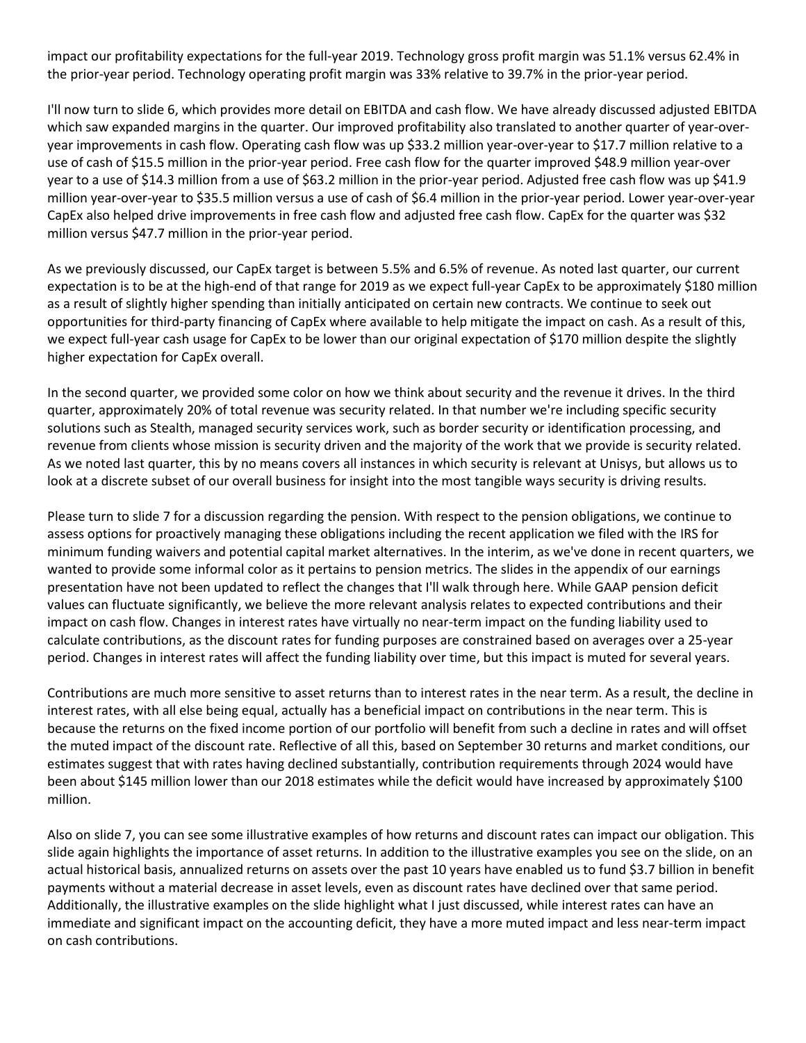impact our profitability expectations for the full-year 2019. Technology gross profit margin was 51.1% versus 62.4% in the prior-year period. Technology operating profit margin was 33% relative to 39.7% in the prior-year period.

I'll now turn to slide 6, which provides more detail on EBITDA and cash flow. We have already discussed adjusted EBITDA which saw expanded margins in the quarter. Our improved profitability also translated to another quarter of year-over-year improvements in cash flow. Operating cash flow was up $33.2 million year-over-year to $17.7 million relative to a use of cash of $15.5 million in the prior-year period. Free cash flow for the quarter improved $48.9 million year-over year to a use of $14.3 million from a use of $63.2 million in the prior-year period. Adjusted free cash flow was up $41.9 million year-over-year to $35.5 million versus a use of cash of $6.4 million in the prior-year period. Lower year-over-year CapEx also helped drive improvements in free cash flow and adjusted free cash flow. CapEx for the quarter was $32 million versus $47.7 million in the prior-year period.

As we previously discussed, our CapEx target is between 5.5% and 6.5% of revenue. As noted last quarter, our current expectation is to be at the high-end of that range for 2019 as we expect full-year CapEx to be approximately $180 million as a result of slightly higher spending than initially anticipated on certain new contracts. We continue to seek out opportunities for third-party financing of CapEx where available to help mitigate the impact on cash. As a result of this, we expect full-year cash usage for CapEx to be lower than our original expectation of $170 million despite the slightly higher expectation for CapEx overall.

In the second quarter, we provided some color on how we think about security and the revenue it drives. In the third quarter, approximately 20% of total revenue was security related. In that number we're including specific security solutions such as Stealth, managed security services work, such as border security or identification processing, and revenue from clients whose mission is security driven and the majority of the work that we provide is security related. As we noted last quarter, this by no means covers all instances in which security is relevant at Unisys, but allows us to look at a discrete subset of our overall business for insight into the most tangible ways security is driving results.

Please turn to slide 7 for a discussion regarding the pension. With respect to the pension obligations, we continue to assess options for proactively managing these obligations including the recent application we filed with the IRS for minimum funding waivers and potential capital market alternatives. In the interim, as we've done in recent quarters, we wanted to provide some informal color as it pertains to pension metrics. The slides in the appendix of our earnings presentation have not been updated to reflect the changes that I'll walk through here. While GAAP pension deficit values can fluctuate significantly, we believe the more relevant analysis relates to expected contributions and their impact on cash flow. Changes in interest rates have virtually no near-term impact on the funding liability used to calculate contributions, as the discount rates for funding purposes are constrained based on averages over a 25-year period. Changes in interest rates will affect the funding liability over time, but this impact is muted for several years.

Contributions are much more sensitive to asset returns than to interest rates in the near term. As a result, the decline in interest rates, with all else being equal, actually has a beneficial impact on contributions in the near term. This is because the returns on the fixed income portion of our portfolio will benefit from such a decline in rates and will offset the muted impact of the discount rate. Reflective of all this, based on September 30 returns and market conditions, our estimates suggest that with rates having declined substantially, contribution requirements through 2024 would have been about $145 million lower than our 2018 estimates while the deficit would have increased by approximately $100 million.

Also on slide 7, you can see some illustrative examples of how returns and discount rates can impact our obligation. This slide again highlights the importance of asset returns. In addition to the illustrative examples you see on the slide, on an actual historical basis, annualized returns on assets over the past 10 years have enabled us to fund $3.7 billion in benefit payments without a material decrease in asset levels, even as discount rates have declined over that same period. Additionally, the illustrative examples on the slide highlight what I just discussed, while interest rates can have an immediate and significant impact on the accounting deficit, they have a more muted impact and less near-term impact on cash contributions.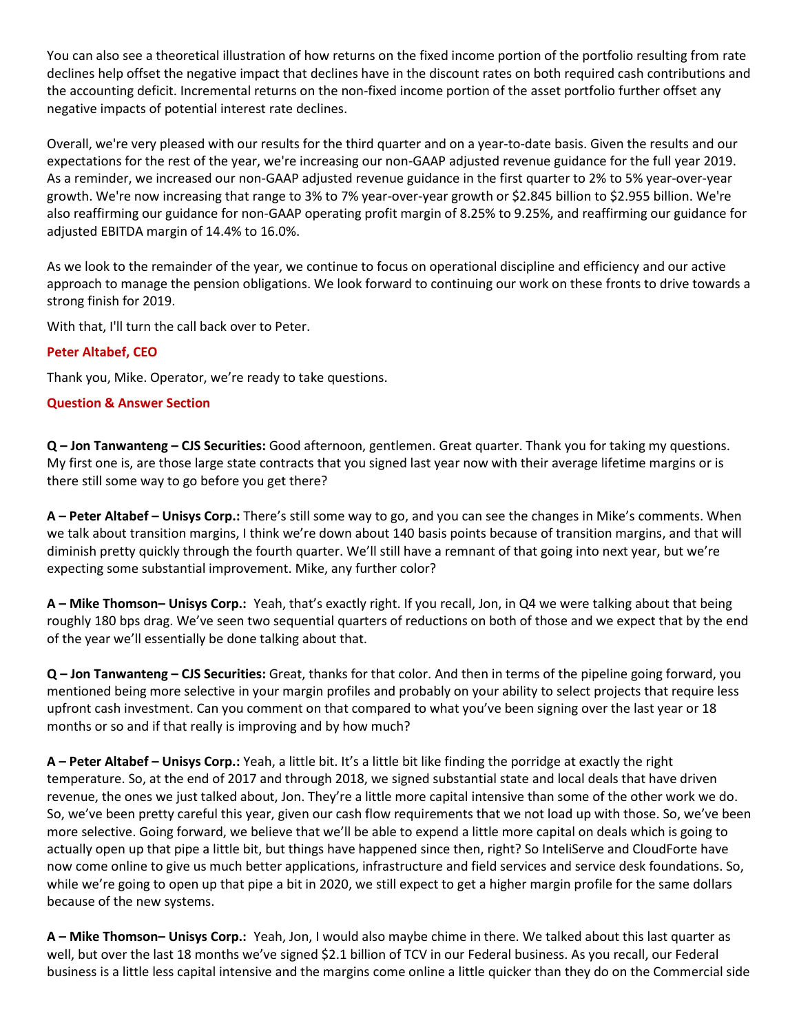You can also see a theoretical illustration of how returns on the fixed income portion of the portfolio resulting from rate declines help offset the negative impact that declines have in the discount rates on both required cash contributions and the accounting deficit. Incremental returns on the non-fixed income portion of the asset portfolio further offset any negative impacts of potential interest rate declines.

Overall, we're very pleased with our results for the third quarter and on a year-to-date basis. Given the results and our expectations for the rest of the year, we're increasing our non-GAAP adjusted revenue guidance for the full year 2019. As a reminder, we increased our non-GAAP adjusted revenue guidance in the first quarter to 2% to 5% year-over-year growth. We're now increasing that range to 3% to 7% year-over-year growth or $2.845 billion to $2.955 billion. We're also reaffirming our guidance for non-GAAP operating profit margin of 8.25% to 9.25%, and reaffirming our guidance for adjusted EBITDA margin of 14.4% to 16.0%.

As we look to the remainder of the year, we continue to focus on operational discipline and efficiency and our active approach to manage the pension obligations. We look forward to continuing our work on these fronts to drive towards a strong finish for 2019.

With that, I'll turn the call back over to Peter.

**Peter Altabef, CEO**

Thank you, Mike. Operator, we're ready to take questions.

**Question & Answer Section**

**Q – Jon Tanwanteng – CJS Securities:** Good afternoon, gentlemen. Great quarter. Thank you for taking my questions. My first one is, are those large state contracts that you signed last year now with their average lifetime margins or is there still some way to go before you get there?

**A – Peter Altabef – Unisys Corp.:** There's still some way to go, and you can see the changes in Mike's comments. When we talk about transition margins, I think we're down about 140 basis points because of transition margins, and that will diminish pretty quickly through the fourth quarter. We'll still have a remnant of that going into next year, but we're expecting some substantial improvement. Mike, any further color?

**A – Mike Thomson– Unisys Corp.:** Yeah, that's exactly right. If you recall, Jon, in Q4 we were talking about that being roughly 180 bps drag. We've seen two sequential quarters of reductions on both of those and we expect that by the end of the year we'll essentially be done talking about that.

**Q – Jon Tanwanteng – CJS Securities:** Great, thanks for that color. And then in terms of the pipeline going forward, you mentioned being more selective in your margin profiles and probably on your ability to select projects that require less upfront cash investment. Can you comment on that compared to what you've been signing over the last year or 18 months or so and if that really is improving and by how much?

**A – Peter Altabef – Unisys Corp.:** Yeah, a little bit. It's a little bit like finding the porridge at exactly the right temperature. So, at the end of 2017 and through 2018, we signed substantial state and local deals that have driven revenue, the ones we just talked about, Jon. They're a little more capital intensive than some of the other work we do. So, we've been pretty careful this year, given our cash flow requirements that we not load up with those. So, we've been more selective. Going forward, we believe that we'll be able to expend a little more capital on deals which is going to actually open up that pipe a little bit, but things have happened since then, right? So InteliServe and CloudForte have now come online to give us much better applications, infrastructure and field services and service desk foundations. So, while we're going to open up that pipe a bit in 2020, we still expect to get a higher margin profile for the same dollars because of the new systems.

**A – Mike Thomson– Unisys Corp.:** Yeah, Jon, I would also maybe chime in there. We talked about this last quarter as well, but over the last 18 months we've signed $2.1 billion of TCV in our Federal business. As you recall, our Federal business is a little less capital intensive and the margins come online a little quicker than they do on the Commercial side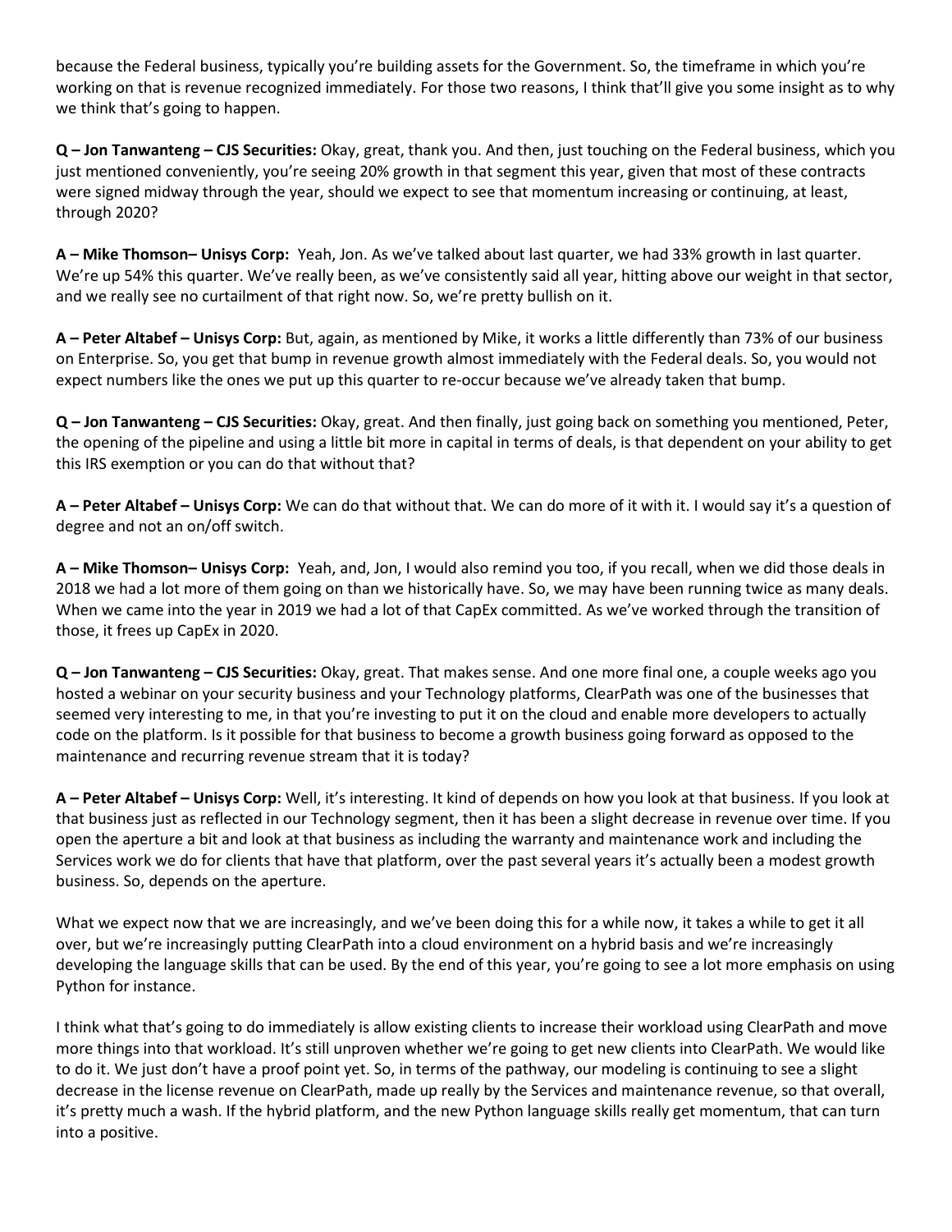because the Federal business, typically you're building assets for the Government. So, the timeframe in which you're working on that is revenue recognized immediately. For those two reasons, I think that'll give you some insight as to why we think that's going to happen.

**Q – Jon Tanwanteng – CJS Securities:** Okay, great, thank you. And then, just touching on the Federal business, which you just mentioned conveniently, you're seeing 20% growth in that segment this year, given that most of these contracts were signed midway through the year, should we expect to see that momentum increasing or continuing, at least, through 2020?

**A – Mike Thomson– Unisys Corp:** Yeah, Jon. As we've talked about last quarter, we had 33% growth in last quarter. We're up 54% this quarter. We've really been, as we've consistently said all year, hitting above our weight in that sector, and we really see no curtailment of that right now. So, we're pretty bullish on it.

**A – Peter Altabef – Unisys Corp:** But, again, as mentioned by Mike, it works a little differently than 73% of our business on Enterprise. So, you get that bump in revenue growth almost immediately with the Federal deals. So, you would not expect numbers like the ones we put up this quarter to re-occur because we've already taken that bump.

**Q – Jon Tanwanteng – CJS Securities:** Okay, great. And then finally, just going back on something you mentioned, Peter, the opening of the pipeline and using a little bit more in capital in terms of deals, is that dependent on your ability to get this IRS exemption or you can do that without that?

**A – Peter Altabef – Unisys Corp:** We can do that without that. We can do more of it with it. I would say it's a question of degree and not an on/off switch.

**A – Mike Thomson– Unisys Corp:** Yeah, and, Jon, I would also remind you too, if you recall, when we did those deals in 2018 we had a lot more of them going on than we historically have. So, we may have been running twice as many deals. When we came into the year in 2019 we had a lot of that CapEx committed. As we've worked through the transition of those, it frees up CapEx in 2020.

**Q – Jon Tanwanteng – CJS Securities:** Okay, great. That makes sense. And one more final one, a couple weeks ago you hosted a webinar on your security business and your Technology platforms, ClearPath was one of the businesses that seemed very interesting to me, in that you're investing to put it on the cloud and enable more developers to actually code on the platform. Is it possible for that business to become a growth business going forward as opposed to the maintenance and recurring revenue stream that it is today?

**A – Peter Altabef – Unisys Corp:** Well, it's interesting. It kind of depends on how you look at that business. If you look at that business just as reflected in our Technology segment, then it has been a slight decrease in revenue over time. If you open the aperture a bit and look at that business as including the warranty and maintenance work and including the Services work we do for clients that have that platform, over the past several years it's actually been a modest growth business. So, depends on the aperture.

What we expect now that we are increasingly, and we've been doing this for a while now, it takes a while to get it all over, but we're increasingly putting ClearPath into a cloud environment on a hybrid basis and we're increasingly developing the language skills that can be used. By the end of this year, you're going to see a lot more emphasis on using Python for instance.

I think what that's going to do immediately is allow existing clients to increase their workload using ClearPath and move more things into that workload. It's still unproven whether we're going to get new clients into ClearPath. We would like to do it. We just don't have a proof point yet. So, in terms of the pathway, our modeling is continuing to see a slight decrease in the license revenue on ClearPath, made up really by the Services and maintenance revenue, so that overall, it's pretty much a wash. If the hybrid platform, and the new Python language skills really get momentum, that can turn into a positive.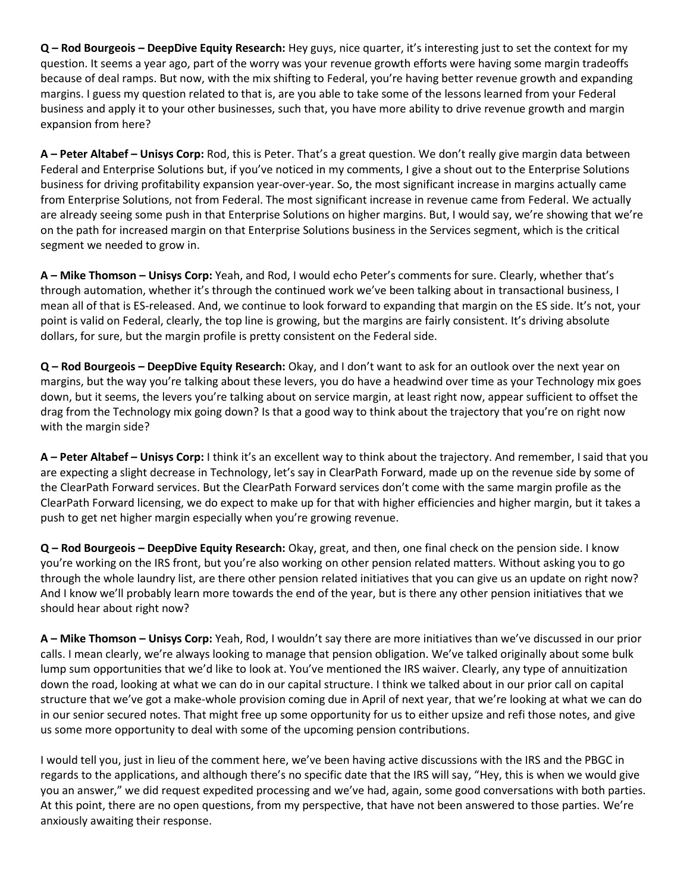**Q – Rod Bourgeois – DeepDive Equity Research:** Hey guys, nice quarter, it's interesting just to set the context for my question. It seems a year ago, part of the worry was your revenue growth efforts were having some margin tradeoffs because of deal ramps. But now, with the mix shifting to Federal, you're having better revenue growth and expanding margins. I guess my question related to that is, are you able to take some of the lessons learned from your Federal business and apply it to your other businesses, such that, you have more ability to drive revenue growth and margin expansion from here?

**A – Peter Altabef – Unisys Corp:** Rod, this is Peter. That's a great question. We don't really give margin data between Federal and Enterprise Solutions but, if you've noticed in my comments, I give a shout out to the Enterprise Solutions business for driving profitability expansion year-over-year. So, the most significant increase in margins actually came from Enterprise Solutions, not from Federal. The most significant increase in revenue came from Federal. We actually are already seeing some push in that Enterprise Solutions on higher margins. But, I would say, we're showing that we're on the path for increased margin on that Enterprise Solutions business in the Services segment, which is the critical segment we needed to grow in.

**A – Mike Thomson – Unisys Corp:** Yeah, and Rod, I would echo Peter's comments for sure. Clearly, whether that's through automation, whether it's through the continued work we've been talking about in transactional business, I mean all of that is ES-released. And, we continue to look forward to expanding that margin on the ES side. It's not, your point is valid on Federal, clearly, the top line is growing, but the margins are fairly consistent. It's driving absolute dollars, for sure, but the margin profile is pretty consistent on the Federal side.

**Q – Rod Bourgeois – DeepDive Equity Research:** Okay, and I don't want to ask for an outlook over the next year on margins, but the way you're talking about these levers, you do have a headwind over time as your Technology mix goes down, but it seems, the levers you're talking about on service margin, at least right now, appear sufficient to offset the drag from the Technology mix going down? Is that a good way to think about the trajectory that you're on right now with the margin side?

**A – Peter Altabef – Unisys Corp:** I think it's an excellent way to think about the trajectory. And remember, I said that you are expecting a slight decrease in Technology, let's say in ClearPath Forward, made up on the revenue side by some of the ClearPath Forward services. But the ClearPath Forward services don't come with the same margin profile as the ClearPath Forward licensing, we do expect to make up for that with higher efficiencies and higher margin, but it takes a push to get net higher margin especially when you're growing revenue.

**Q – Rod Bourgeois – DeepDive Equity Research:** Okay, great, and then, one final check on the pension side. I know you're working on the IRS front, but you're also working on other pension related matters. Without asking you to go through the whole laundry list, are there other pension related initiatives that you can give us an update on right now? And I know we'll probably learn more towards the end of the year, but is there any other pension initiatives that we should hear about right now?

**A – Mike Thomson – Unisys Corp:** Yeah, Rod, I wouldn't say there are more initiatives than we've discussed in our prior calls. I mean clearly, we're always looking to manage that pension obligation. We've talked originally about some bulk lump sum opportunities that we'd like to look at. You've mentioned the IRS waiver. Clearly, any type of annuitization down the road, looking at what we can do in our capital structure. I think we talked about in our prior call on capital structure that we've got a make-whole provision coming due in April of next year, that we're looking at what we can do in our senior secured notes. That might free up some opportunity for us to either upsize and refi those notes, and give us some more opportunity to deal with some of the upcoming pension contributions.

I would tell you, just in lieu of the comment here, we've been having active discussions with the IRS and the PBGC in regards to the applications, and although there's no specific date that the IRS will say, "Hey, this is when we would give you an answer," we did request expedited processing and we've had, again, some good conversations with both parties. At this point, there are no open questions, from my perspective, that have not been answered to those parties. We're anxiously awaiting their response.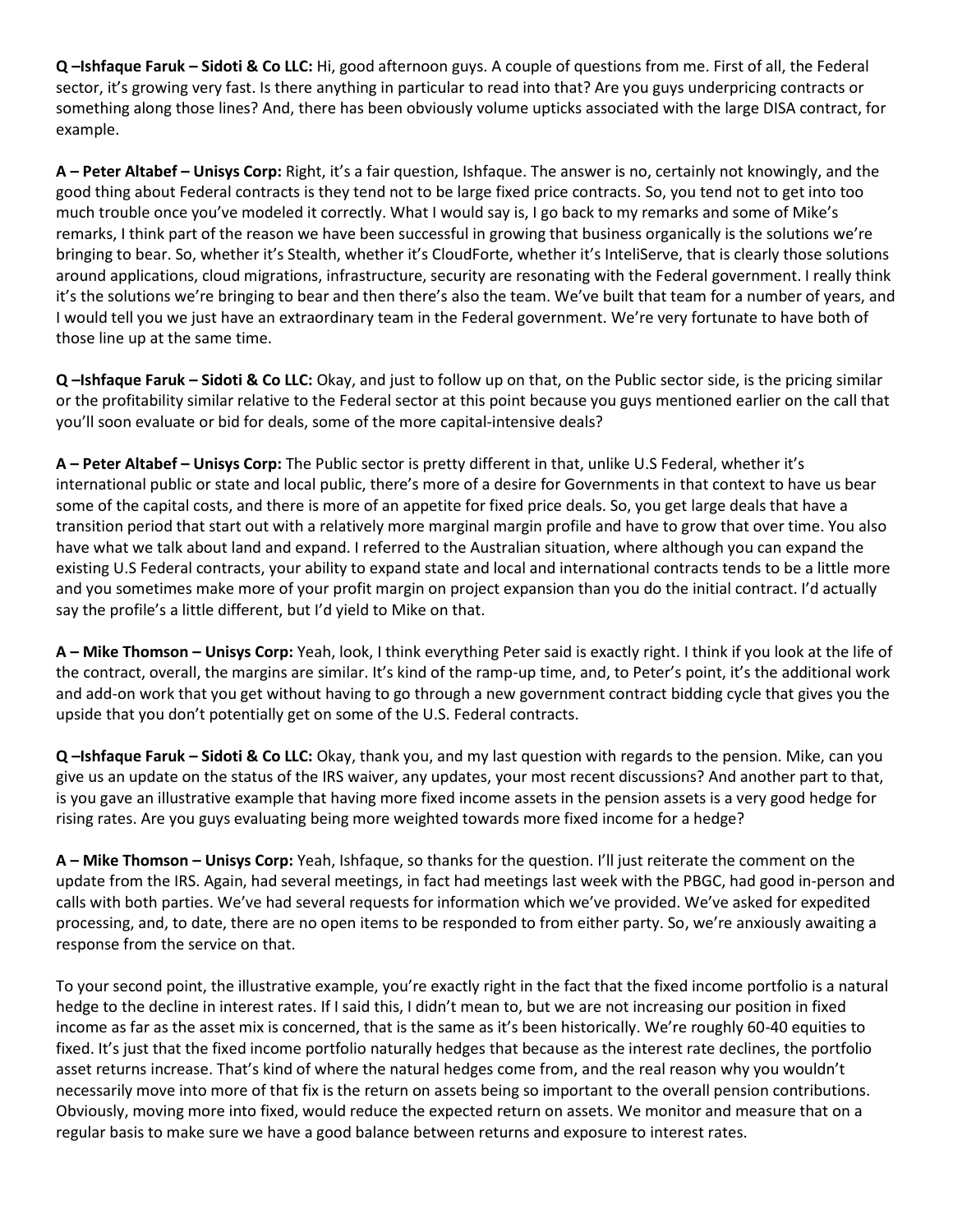**Q –Ishfaque Faruk – Sidoti & Co LLC:** Hi, good afternoon guys. A couple of questions from me. First of all, the Federal sector, it's growing very fast. Is there anything in particular to read into that? Are you guys underpricing contracts or something along those lines? And, there has been obviously volume upticks associated with the large DISA contract, for example.

**A – Peter Altabef – Unisys Corp:** Right, it's a fair question, Ishfaque. The answer is no, certainly not knowingly, and the good thing about Federal contracts is they tend not to be large fixed price contracts. So, you tend not to get into too much trouble once you've modeled it correctly. What I would say is, I go back to my remarks and some of Mike's remarks, I think part of the reason we have been successful in growing that business organically is the solutions we're bringing to bear. So, whether it's Stealth, whether it's CloudForte, whether it's InteliServe, that is clearly those solutions around applications, cloud migrations, infrastructure, security are resonating with the Federal government. I really think it's the solutions we're bringing to bear and then there's also the team. We've built that team for a number of years, and I would tell you we just have an extraordinary team in the Federal government. We're very fortunate to have both of those line up at the same time.

**Q –Ishfaque Faruk – Sidoti & Co LLC:** Okay, and just to follow up on that, on the Public sector side, is the pricing similar or the profitability similar relative to the Federal sector at this point because you guys mentioned earlier on the call that you'll soon evaluate or bid for deals, some of the more capital-intensive deals?

**A – Peter Altabef – Unisys Corp:** The Public sector is pretty different in that, unlike U.S Federal, whether it's international public or state and local public, there's more of a desire for Governments in that context to have us bear some of the capital costs, and there is more of an appetite for fixed price deals. So, you get large deals that have a transition period that start out with a relatively more marginal margin profile and have to grow that over time. You also have what we talk about land and expand. I referred to the Australian situation, where although you can expand the existing U.S Federal contracts, your ability to expand state and local and international contracts tends to be a little more and you sometimes make more of your profit margin on project expansion than you do the initial contract. I'd actually say the profile's a little different, but I'd yield to Mike on that.

**A – Mike Thomson – Unisys Corp:** Yeah, look, I think everything Peter said is exactly right. I think if you look at the life of the contract, overall, the margins are similar. It's kind of the ramp-up time, and, to Peter's point, it's the additional work and add-on work that you get without having to go through a new government contract bidding cycle that gives you the upside that you don't potentially get on some of the U.S. Federal contracts.

**Q –Ishfaque Faruk – Sidoti & Co LLC:** Okay, thank you, and my last question with regards to the pension. Mike, can you give us an update on the status of the IRS waiver, any updates, your most recent discussions? And another part to that, is you gave an illustrative example that having more fixed income assets in the pension assets is a very good hedge for rising rates. Are you guys evaluating being more weighted towards more fixed income for a hedge?

**A – Mike Thomson – Unisys Corp:** Yeah, Ishfaque, so thanks for the question. I'll just reiterate the comment on the update from the IRS. Again, had several meetings, in fact had meetings last week with the PBGC, had good in-person and calls with both parties. We've had several requests for information which we've provided. We've asked for expedited processing, and, to date, there are no open items to be responded to from either party. So, we're anxiously awaiting a response from the service on that.

To your second point, the illustrative example, you're exactly right in the fact that the fixed income portfolio is a natural hedge to the decline in interest rates. If I said this, I didn't mean to, but we are not increasing our position in fixed income as far as the asset mix is concerned, that is the same as it's been historically. We're roughly 60-40 equities to fixed. It's just that the fixed income portfolio naturally hedges that because as the interest rate declines, the portfolio asset returns increase. That's kind of where the natural hedges come from, and the real reason why you wouldn't necessarily move into more of that fix is the return on assets being so important to the overall pension contributions. Obviously, moving more into fixed, would reduce the expected return on assets. We monitor and measure that on a regular basis to make sure we have a good balance between returns and exposure to interest rates.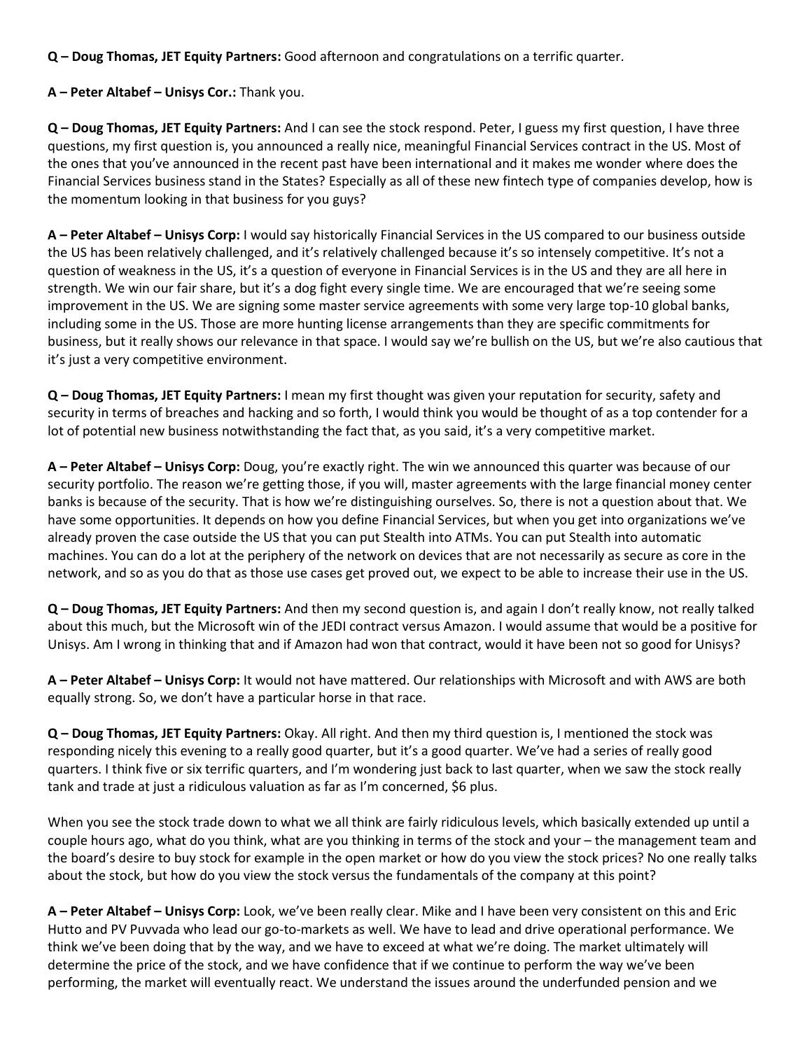**Q – Doug Thomas, JET Equity Partners:** Good afternoon and congratulations on a terrific quarter.

**A – Peter Altabef – Unisys Cor.:** Thank you.

**Q – Doug Thomas, JET Equity Partners:** And I can see the stock respond. Peter, I guess my first question, I have three questions, my first question is, you announced a really nice, meaningful Financial Services contract in the US. Most of the ones that you've announced in the recent past have been international and it makes me wonder where does the Financial Services business stand in the States? Especially as all of these new fintech type of companies develop, how is the momentum looking in that business for you guys?

**A – Peter Altabef – Unisys Corp:** I would say historically Financial Services in the US compared to our business outside the US has been relatively challenged, and it's relatively challenged because it's so intensely competitive. It's not a question of weakness in the US, it's a question of everyone in Financial Services is in the US and they are all here in strength. We win our fair share, but it's a dog fight every single time. We are encouraged that we're seeing some improvement in the US. We are signing some master service agreements with some very large top-10 global banks, including some in the US. Those are more hunting license arrangements than they are specific commitments for business, but it really shows our relevance in that space. I would say we're bullish on the US, but we're also cautious that it's just a very competitive environment.

**Q – Doug Thomas, JET Equity Partners:** I mean my first thought was given your reputation for security, safety and security in terms of breaches and hacking and so forth, I would think you would be thought of as a top contender for a lot of potential new business notwithstanding the fact that, as you said, it's a very competitive market.

**A – Peter Altabef – Unisys Corp:** Doug, you're exactly right. The win we announced this quarter was because of our security portfolio. The reason we're getting those, if you will, master agreements with the large financial money center banks is because of the security. That is how we're distinguishing ourselves. So, there is not a question about that. We have some opportunities. It depends on how you define Financial Services, but when you get into organizations we've already proven the case outside the US that you can put Stealth into ATMs. You can put Stealth into automatic machines. You can do a lot at the periphery of the network on devices that are not necessarily as secure as core in the network, and so as you do that as those use cases get proved out, we expect to be able to increase their use in the US.

**Q – Doug Thomas, JET Equity Partners:** And then my second question is, and again I don't really know, not really talked about this much, but the Microsoft win of the JEDI contract versus Amazon. I would assume that would be a positive for Unisys. Am I wrong in thinking that and if Amazon had won that contract, would it have been not so good for Unisys?

**A – Peter Altabef – Unisys Corp:** It would not have mattered. Our relationships with Microsoft and with AWS are both equally strong. So, we don't have a particular horse in that race.

**Q – Doug Thomas, JET Equity Partners:** Okay. All right. And then my third question is, I mentioned the stock was responding nicely this evening to a really good quarter, but it's a good quarter. We've had a series of really good quarters. I think five or six terrific quarters, and I'm wondering just back to last quarter, when we saw the stock really tank and trade at just a ridiculous valuation as far as I'm concerned, $6 plus.

When you see the stock trade down to what we all think are fairly ridiculous levels, which basically extended up until a couple hours ago, what do you think, what are you thinking in terms of the stock and your – the management team and the board's desire to buy stock for example in the open market or how do you view the stock prices? No one really talks about the stock, but how do you view the stock versus the fundamentals of the company at this point?

**A – Peter Altabef – Unisys Corp:** Look, we've been really clear. Mike and I have been very consistent on this and Eric Hutto and PV Puvvada who lead our go-to-markets as well. We have to lead and drive operational performance. We think we've been doing that by the way, and we have to exceed at what we're doing. The market ultimately will determine the price of the stock, and we have confidence that if we continue to perform the way we've been performing, the market will eventually react. We understand the issues around the underfunded pension and we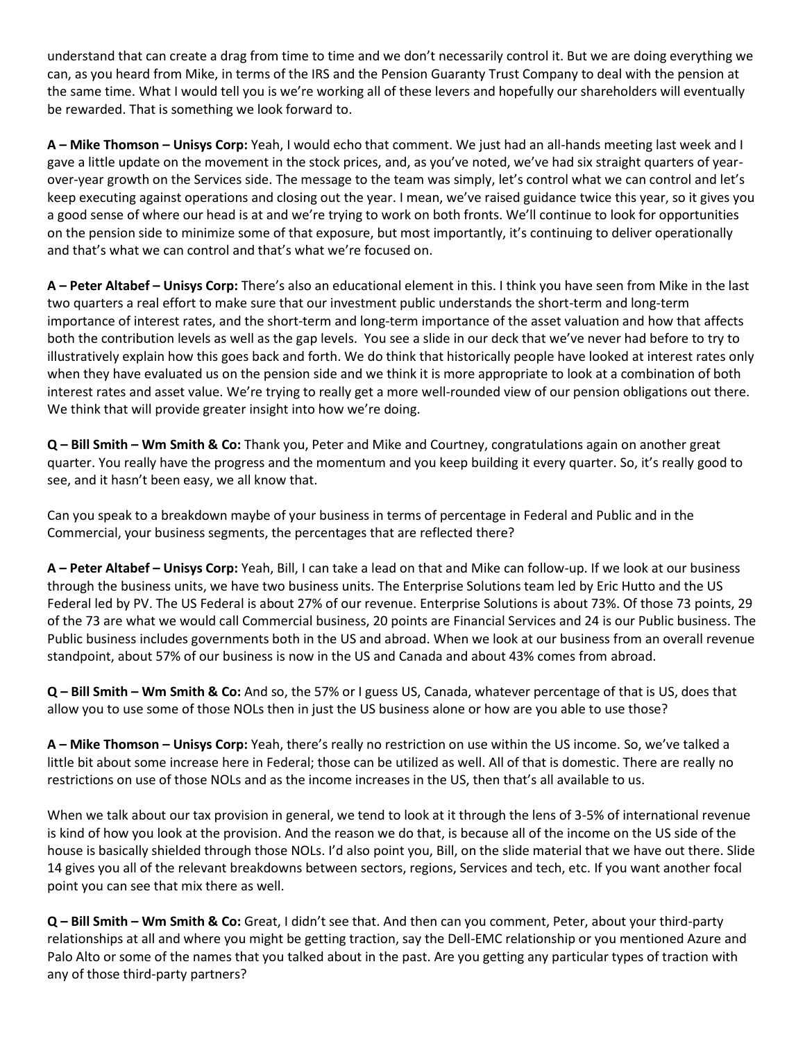understand that can create a drag from time to time and we don't necessarily control it. But we are doing everything we can, as you heard from Mike, in terms of the IRS and the Pension Guaranty Trust Company to deal with the pension at the same time. What I would tell you is we're working all of these levers and hopefully our shareholders will eventually be rewarded. That is something we look forward to.

**A – Mike Thomson – Unisys Corp:** Yeah, I would echo that comment. We just had an all-hands meeting last week and I gave a little update on the movement in the stock prices, and, as you've noted, we've had six straight quarters of year-over-year growth on the Services side. The message to the team was simply, let's control what we can control and let's keep executing against operations and closing out the year. I mean, we've raised guidance twice this year, so it gives you a good sense of where our head is at and we're trying to work on both fronts. We'll continue to look for opportunities on the pension side to minimize some of that exposure, but most importantly, it's continuing to deliver operationally and that's what we can control and that's what we're focused on.

**A – Peter Altabef – Unisys Corp:** There's also an educational element in this. I think you have seen from Mike in the last two quarters a real effort to make sure that our investment public understands the short-term and long-term importance of interest rates, and the short-term and long-term importance of the asset valuation and how that affects both the contribution levels as well as the gap levels. You see a slide in our deck that we've never had before to try to illustratively explain how this goes back and forth. We do think that historically people have looked at interest rates only when they have evaluated us on the pension side and we think it is more appropriate to look at a combination of both interest rates and asset value. We're trying to really get a more well-rounded view of our pension obligations out there. We think that will provide greater insight into how we're doing.

**Q – Bill Smith – Wm Smith & Co:** Thank you, Peter and Mike and Courtney, congratulations again on another great quarter. You really have the progress and the momentum and you keep building it every quarter. So, it's really good to see, and it hasn't been easy, we all know that.

Can you speak to a breakdown maybe of your business in terms of percentage in Federal and Public and in the Commercial, your business segments, the percentages that are reflected there?

**A – Peter Altabef – Unisys Corp:** Yeah, Bill, I can take a lead on that and Mike can follow-up. If we look at our business through the business units, we have two business units. The Enterprise Solutions team led by Eric Hutto and the US Federal led by PV. The US Federal is about 27% of our revenue. Enterprise Solutions is about 73%. Of those 73 points, 29 of the 73 are what we would call Commercial business, 20 points are Financial Services and 24 is our Public business. The Public business includes governments both in the US and abroad. When we look at our business from an overall revenue standpoint, about 57% of our business is now in the US and Canada and about 43% comes from abroad.

**Q – Bill Smith – Wm Smith & Co:** And so, the 57% or I guess US, Canada, whatever percentage of that is US, does that allow you to use some of those NOLs then in just the US business alone or how are you able to use those?

**A – Mike Thomson – Unisys Corp:** Yeah, there's really no restriction on use within the US income. So, we've talked a little bit about some increase here in Federal; those can be utilized as well. All of that is domestic. There are really no restrictions on use of those NOLs and as the income increases in the US, then that's all available to us.

When we talk about our tax provision in general, we tend to look at it through the lens of 3-5% of international revenue is kind of how you look at the provision. And the reason we do that, is because all of the income on the US side of the house is basically shielded through those NOLs. I'd also point you, Bill, on the slide material that we have out there. Slide 14 gives you all of the relevant breakdowns between sectors, regions, Services and tech, etc. If you want another focal point you can see that mix there as well.

**Q – Bill Smith – Wm Smith & Co:** Great, I didn't see that. And then can you comment, Peter, about your third-party relationships at all and where you might be getting traction, say the Dell-EMC relationship or you mentioned Azure and Palo Alto or some of the names that you talked about in the past. Are you getting any particular types of traction with any of those third-party partners?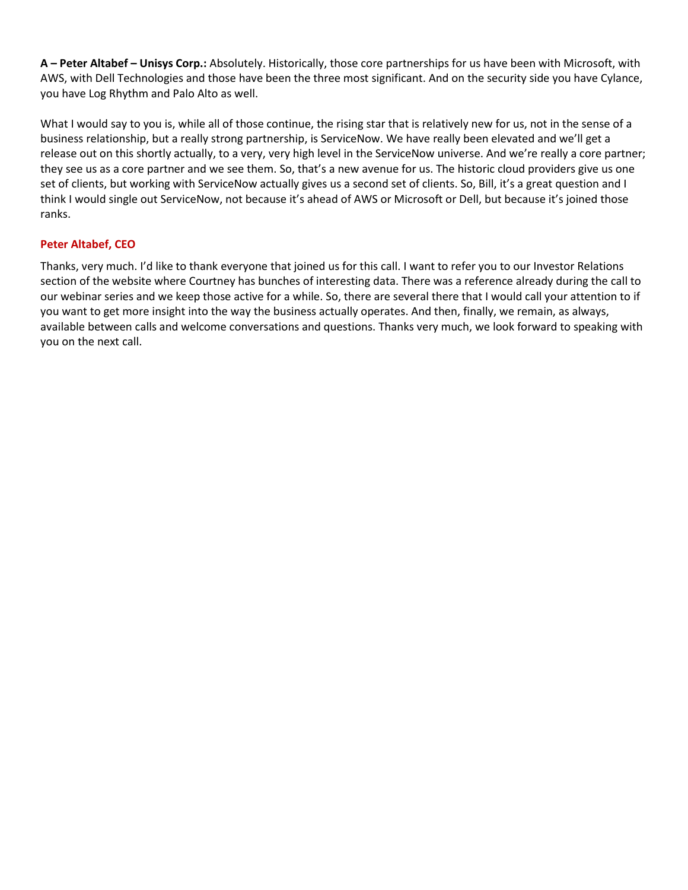**A – Peter Altabef – Unisys Corp.:** Absolutely. Historically, those core partnerships for us have been with Microsoft, with AWS, with Dell Technologies and those have been the three most significant. And on the security side you have Cylance, you have Log Rhythm and Palo Alto as well.

What I would say to you is, while all of those continue, the rising star that is relatively new for us, not in the sense of a business relationship, but a really strong partnership, is ServiceNow. We have really been elevated and we'll get a release out on this shortly actually, to a very, very high level in the ServiceNow universe. And we're really a core partner; they see us as a core partner and we see them. So, that's a new avenue for us. The historic cloud providers give us one set of clients, but working with ServiceNow actually gives us a second set of clients. So, Bill, it's a great question and I think I would single out ServiceNow, not because it's ahead of AWS or Microsoft or Dell, but because it's joined those ranks.

**Peter Altabef, CEO**

Thanks, very much. I'd like to thank everyone that joined us for this call. I want to refer you to our Investor Relations section of the website where Courtney has bunches of interesting data. There was a reference already during the call to our webinar series and we keep those active for a while. So, there are several there that I would call your attention to if you want to get more insight into the way the business actually operates. And then, finally, we remain, as always, available between calls and welcome conversations and questions. Thanks very much, we look forward to speaking with you on the next call.